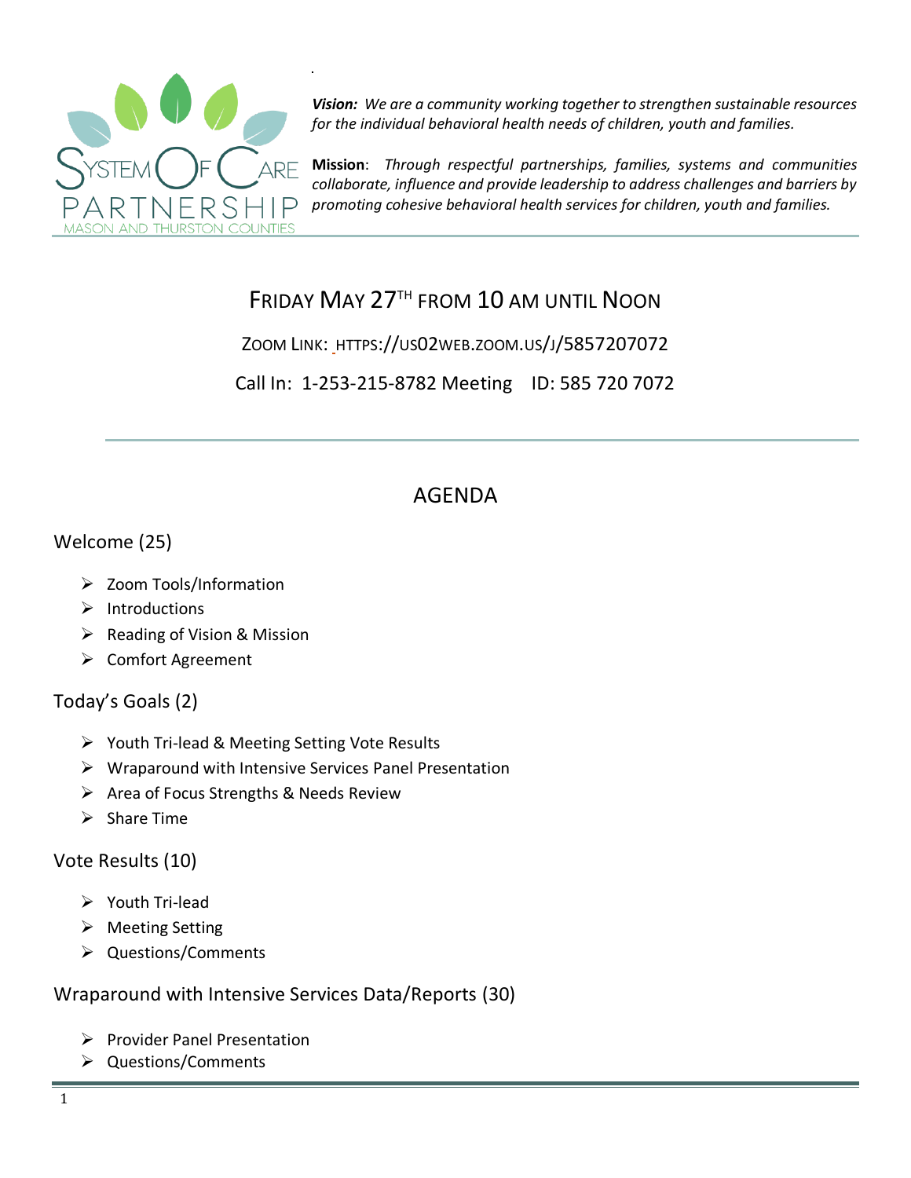**Vision:** *We are a community working together to strengthen sustainable resources for the individual behavioral health needs of children, youth and families.*

**Mission**: *Through respectful partnerships, families, systems and communities collaborate, influence and provide leadership to address challenges and barriers by promoting cohesive behavioral health services for children, youth and families.*

## Friday May 27th from 10 AM until Noon

Zoom Link: https://us02web.zoom.us/j/5857207072

Call In: 1-253-215-8782 Meeting ID: 585 720 7072

# AGENDA

## Welcome (25)

- Zoom Tools/Information
- Introductions
- Reading of Vision & Mission
- Comfort Agreement

## Today's Goals (2)

- Youth Tri-lead & Meeting Setting Vote Results
- Wraparound with Intensive Services Panel Presentation
- Area of Focus Strengths & Needs Review
- Share Time

## Vote Results (10)

- Youth Tri-lead
- Meeting Setting
- Questions/Comments

## Wraparound with Intensive Services Data/Reports (30)

- Provider Panel Presentation
- Questions/Comments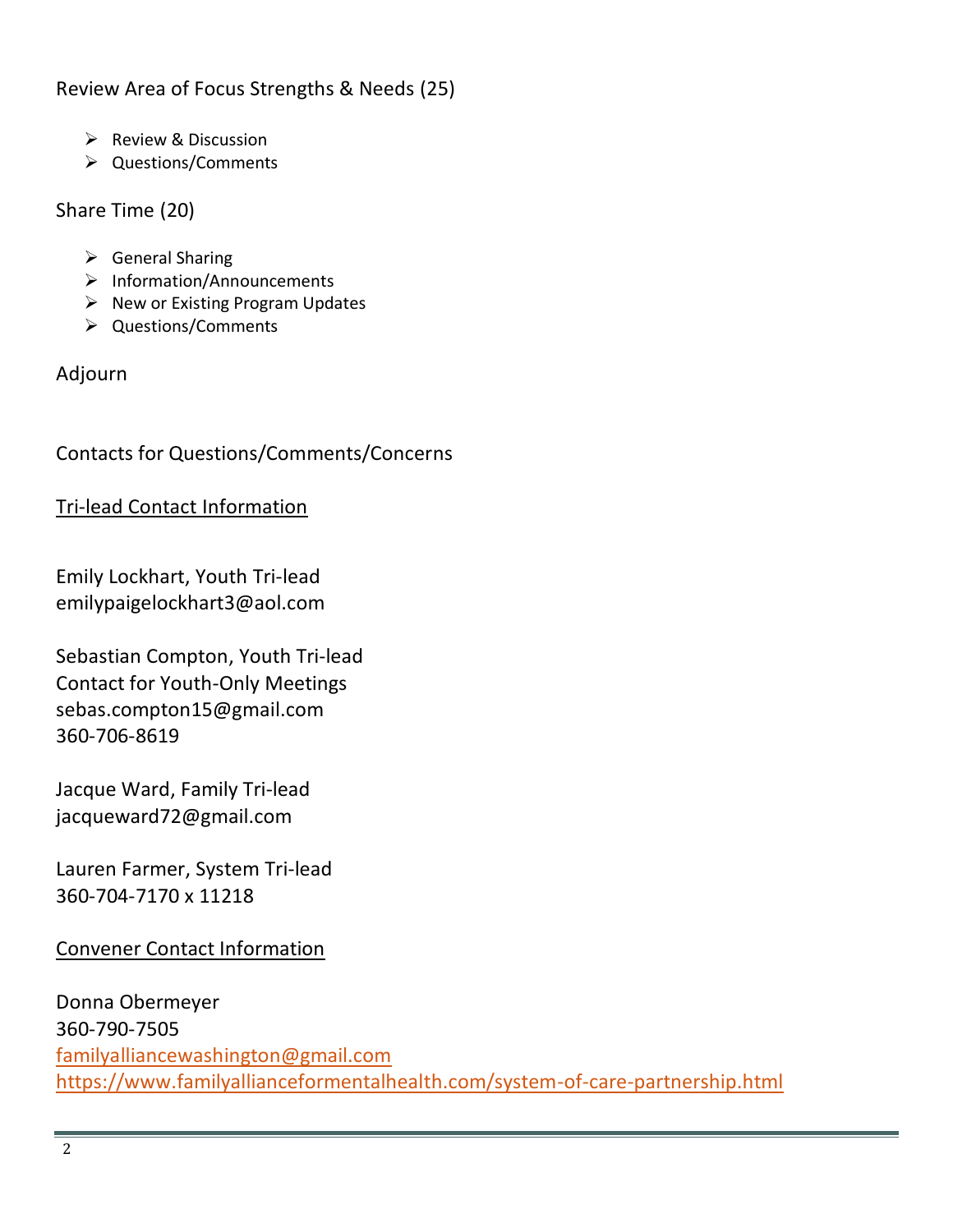Review Area of Focus Strengths & Needs (25)

- Review & Discussion
- Questions/Comments

Share Time (20)

- General Sharing
- Information/Announcements
- New or Existing Program Updates
- Questions/Comments

Adjourn

Contacts for Questions/Comments/Concerns

<u>Tri-lead Contact Information</u>

Emily Lockhart, Youth Tri-lead
emilypaigelockhart3@aol.com

Sebastian Compton, Youth Tri-lead
Contact for Youth-Only Meetings
sebas.compton15@gmail.com
360-706-8619

Jacque Ward, Family Tri-lead
jacqueward72@gmail.com

Lauren Farmer, System Tri-lead
360-704-7170 x 11218

<u>Convener Contact Information</u>

Donna Obermeyer
360-790-7505
familyalliancewashington@gmail.com
https://www.familyallianceformentalhealth.com/system-of-care-partnership.html